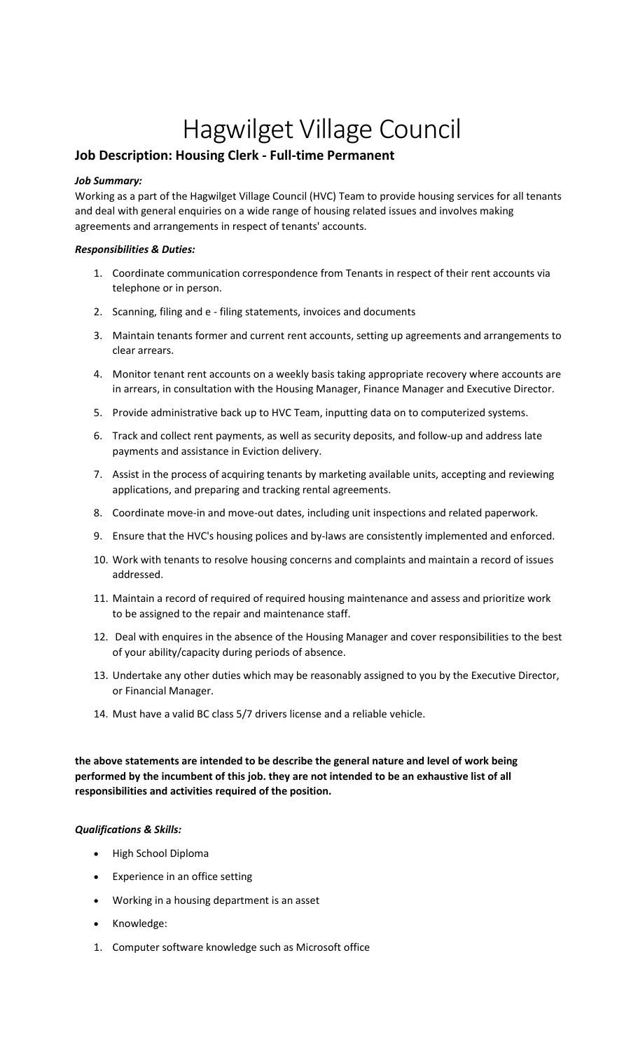# Hagwilget Village Council

## Job Description: Housing Clerk - Full-time Permanent

***Job Summary:***

Working as a part of the Hagwilget Village Council (HVC) Team to provide housing services for all tenants and deal with general enquiries on a wide range of housing related issues and involves making agreements and arrangements in respect of tenants' accounts.

***Responsibilities & Duties:***

1. Coordinate communication correspondence from Tenants in respect of their rent accounts via telephone or in person.
2. Scanning, filing and e - filing statements, invoices and documents
3. Maintain tenants former and current rent accounts, setting up agreements and arrangements to clear arrears.
4. Monitor tenant rent accounts on a weekly basis taking appropriate recovery where accounts are in arrears, in consultation with the Housing Manager, Finance Manager and Executive Director.
5. Provide administrative back up to HVC Team, inputting data on to computerized systems.
6. Track and collect rent payments, as well as security deposits, and follow-up and address late payments and assistance in Eviction delivery.
7. Assist in the process of acquiring tenants by marketing available units, accepting and reviewing applications, and preparing and tracking rental agreements.
8. Coordinate move-in and move-out dates, including unit inspections and related paperwork.
9. Ensure that the HVC's housing polices and by-laws are consistently implemented and enforced.
10. Work with tenants to resolve housing concerns and complaints and maintain a record of issues addressed.
11. Maintain a record of required of required housing maintenance and assess and prioritize work to be assigned to the repair and maintenance staff.
12. Deal with enquires in the absence of the Housing Manager and cover responsibilities to the best of your ability/capacity during periods of absence.
13. Undertake any other duties which may be reasonably assigned to you by the Executive Director, or Financial Manager.
14. Must have a valid BC class 5/7 drivers license and a reliable vehicle.

**the above statements are intended to be describe the general nature and level of work being performed by the incumbent of this job. they are not intended to be an exhaustive list of all responsibilities and activities required of the position.**

***Qualifications & Skills:***

- High School Diploma
- Experience in an office setting
- Working in a housing department is an asset
- Knowledge:

1. Computer software knowledge such as Microsoft office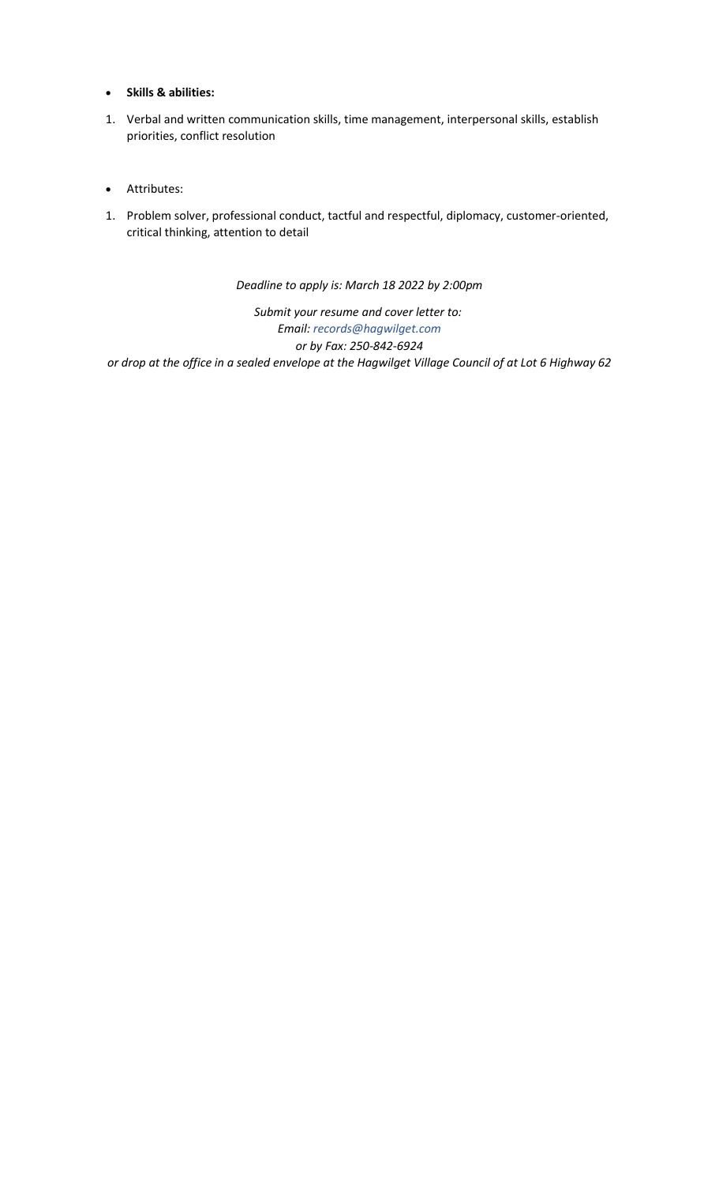- **Skills & abilities:**

1. Verbal and written communication skills, time management, interpersonal skills, establish priorities, conflict resolution

- Attributes:

1. Problem solver, professional conduct, tactful and respectful, diplomacy, customer-oriented, critical thinking, attention to detail

*Deadline to apply is: March 18 2022 by 2:00pm*

*Submit your resume and cover letter to:*
*Email: records@hagwilget.com*
*or by Fax: 250-842-6924*
*or drop at the office in a sealed envelope at the Hagwilget Village Council of at Lot 6 Highway 62*